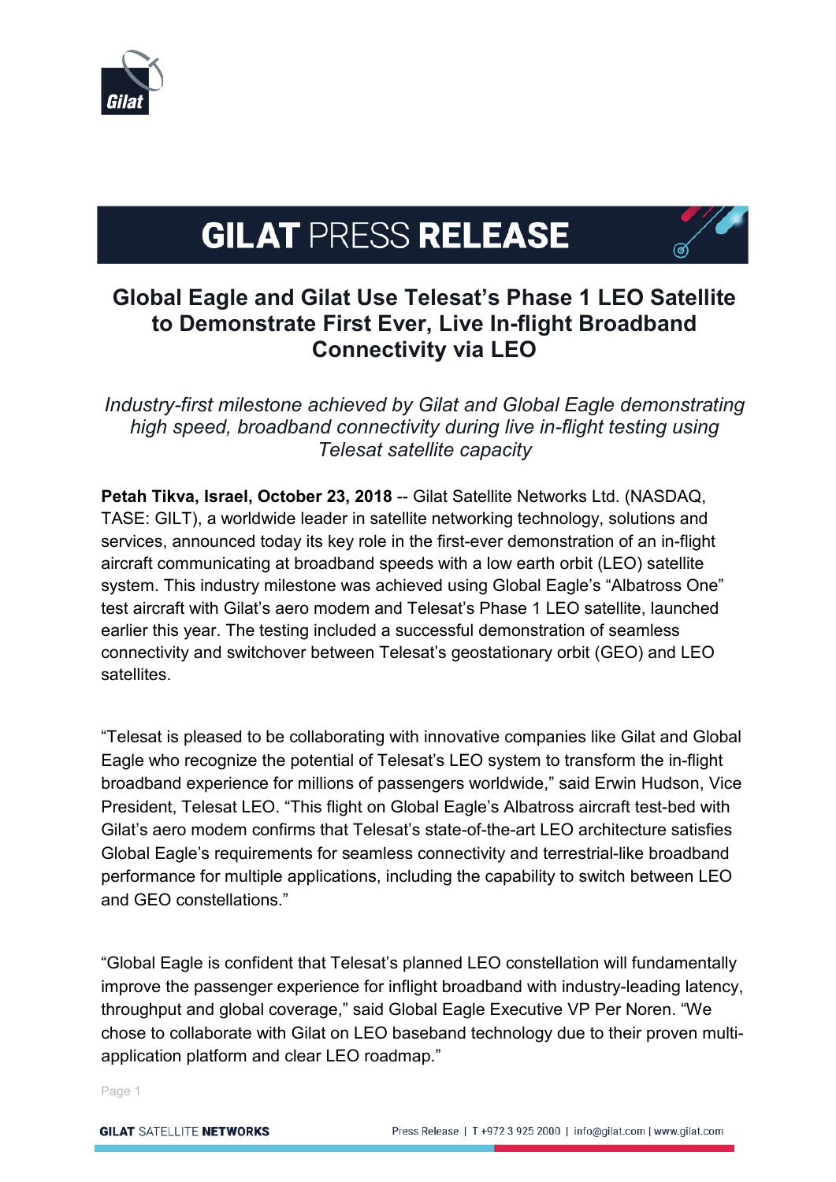# GILAT PRESS RELEASE

## Global Eagle and Gilat Use Telesat's Phase 1 LEO Satellite to Demonstrate First Ever, Live In-flight Broadband Connectivity via LEO

*Industry-first milestone achieved by Gilat and Global Eagle demonstrating high speed, broadband connectivity during live in-flight testing using Telesat satellite capacity*

**Petah Tikva, Israel, October 23, 2018** -- Gilat Satellite Networks Ltd. (NASDAQ, TASE: GILT), a worldwide leader in satellite networking technology, solutions and services, announced today its key role in the first-ever demonstration of an in-flight aircraft communicating at broadband speeds with a low earth orbit (LEO) satellite system. This industry milestone was achieved using Global Eagle's "Albatross One" test aircraft with Gilat's aero modem and Telesat's Phase 1 LEO satellite, launched earlier this year. The testing included a successful demonstration of seamless connectivity and switchover between Telesat's geostationary orbit (GEO) and LEO satellites.

"Telesat is pleased to be collaborating with innovative companies like Gilat and Global Eagle who recognize the potential of Telesat's LEO system to transform the in-flight broadband experience for millions of passengers worldwide," said Erwin Hudson, Vice President, Telesat LEO. "This flight on Global Eagle's Albatross aircraft test-bed with Gilat's aero modem confirms that Telesat's state-of-the-art LEO architecture satisfies Global Eagle's requirements for seamless connectivity and terrestrial-like broadband performance for multiple applications, including the capability to switch between LEO and GEO constellations."

"Global Eagle is confident that Telesat's planned LEO constellation will fundamentally improve the passenger experience for inflight broadband with industry-leading latency, throughput and global coverage," said Global Eagle Executive VP Per Noren. "We chose to collaborate with Gilat on LEO baseband technology due to their proven multi-application platform and clear LEO roadmap."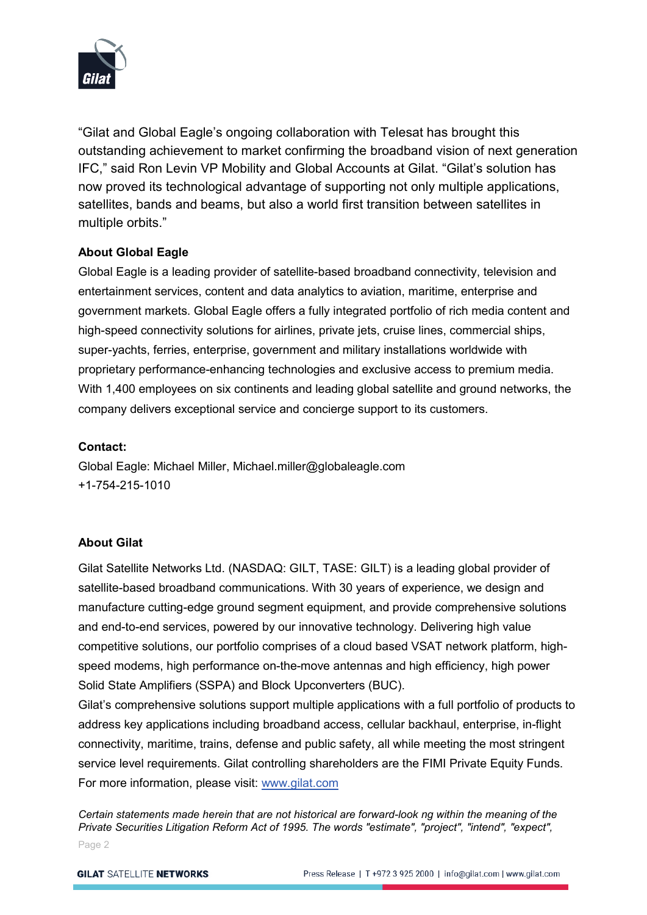"Gilat and Global Eagle's ongoing collaboration with Telesat has brought this outstanding achievement to market confirming the broadband vision of next generation IFC," said Ron Levin VP Mobility and Global Accounts at Gilat. "Gilat's solution has now proved its technological advantage of supporting not only multiple applications, satellites, bands and beams, but also a world first transition between satellites in multiple orbits."

**About Global Eagle**

Global Eagle is a leading provider of satellite-based broadband connectivity, television and entertainment services, content and data analytics to aviation, maritime, enterprise and government markets. Global Eagle offers a fully integrated portfolio of rich media content and high-speed connectivity solutions for airlines, private jets, cruise lines, commercial ships, super-yachts, ferries, enterprise, government and military installations worldwide with proprietary performance-enhancing technologies and exclusive access to premium media. With 1,400 employees on six continents and leading global satellite and ground networks, the company delivers exceptional service and concierge support to its customers.

**Contact:**

Global Eagle: Michael Miller, Michael.miller@globaleagle.com
+1-754-215-1010

**About Gilat**

Gilat Satellite Networks Ltd. (NASDAQ: GILT, TASE: GILT) is a leading global provider of satellite-based broadband communications. With 30 years of experience, we design and manufacture cutting-edge ground segment equipment, and provide comprehensive solutions and end-to-end services, powered by our innovative technology. Delivering high value competitive solutions, our portfolio comprises of a cloud based VSAT network platform, high-speed modems, high performance on-the-move antennas and high efficiency, high power Solid State Amplifiers (SSPA) and Block Upconverters (BUC).

Gilat's comprehensive solutions support multiple applications with a full portfolio of products to address key applications including broadband access, cellular backhaul, enterprise, in-flight connectivity, maritime, trains, defense and public safety, all while meeting the most stringent service level requirements. Gilat controlling shareholders are the FIMI Private Equity Funds. For more information, please visit: [www.gilat.com](http://www.gilat.com)

*Certain statements made herein that are not historical are forward-look ng within the meaning of the Private Securities Litigation Reform Act of 1995. The words "estimate", "project", "intend", "expect",*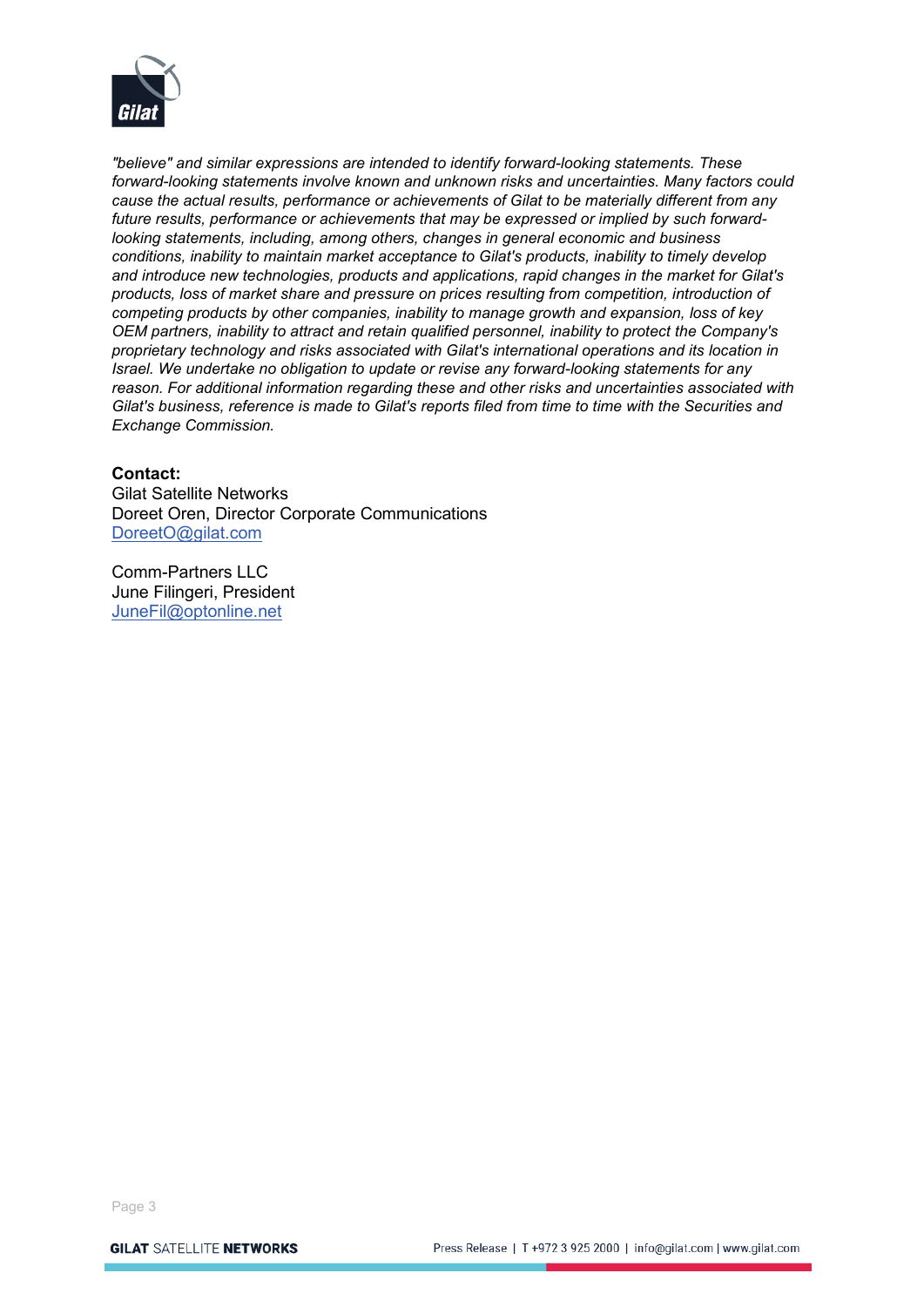*"believe" and similar expressions are intended to identify forward-looking statements. These forward-looking statements involve known and unknown risks and uncertainties. Many factors could cause the actual results, performance or achievements of Gilat to be materially different from any future results, performance or achievements that may be expressed or implied by such forward-looking statements, including, among others, changes in general economic and business conditions, inability to maintain market acceptance to Gilat's products, inability to timely develop and introduce new technologies, products and applications, rapid changes in the market for Gilat's products, loss of market share and pressure on prices resulting from competition, introduction of competing products by other companies, inability to manage growth and expansion, loss of key OEM partners, inability to attract and retain qualified personnel, inability to protect the Company's proprietary technology and risks associated with Gilat's international operations and its location in Israel. We undertake no obligation to update or revise any forward-looking statements for any reason. For additional information regarding these and other risks and uncertainties associated with Gilat's business, reference is made to Gilat's reports filed from time to time with the Securities and Exchange Commission.*

**Contact:**
Gilat Satellite Networks
Doreet Oren, Director Corporate Communications
DoreetO@gilat.com

Comm-Partners LLC
June Filingeri, President
JuneFil@optonline.net